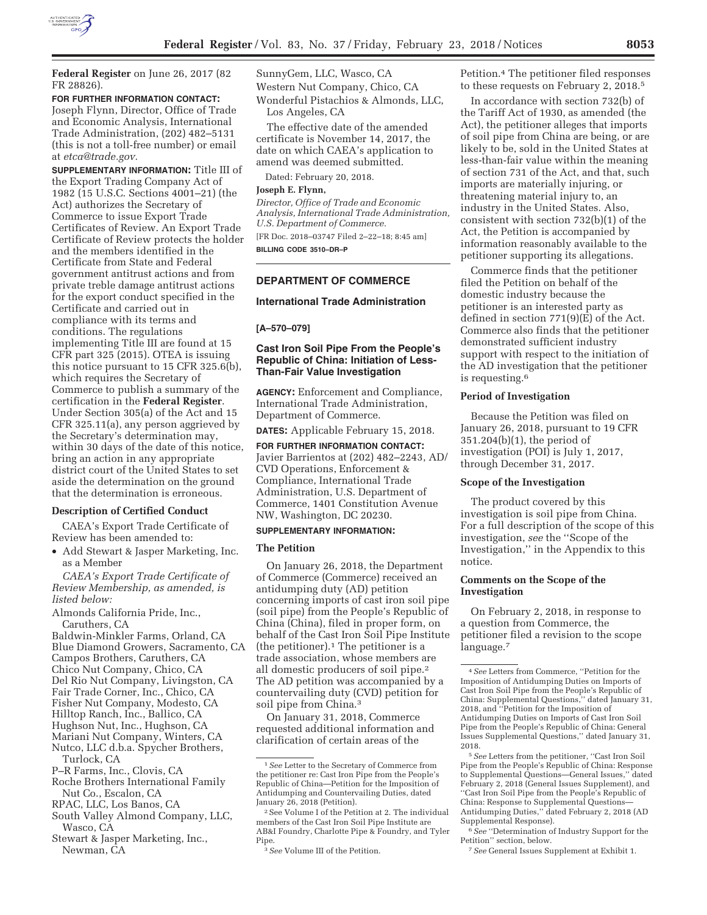**Federal Register** on June 26, 2017 (82 FR 28826).

**FOR FURTHER INFORMATION CONTACT:** Joseph Flynn, Director, Office of Trade and Economic Analysis, International Trade Administration, (202) 482–5131 (this is not a toll-free number) or email at *etca@trade.gov.*

**SUPPLEMENTARY INFORMATION:** Title III of the Export Trading Company Act of 1982 (15 U.S.C. Sections 4001–21) (the Act) authorizes the Secretary of Commerce to issue Export Trade Certificates of Review. An Export Trade Certificate of Review protects the holder and the members identified in the Certificate from State and Federal government antitrust actions and from private treble damage antitrust actions for the export conduct specified in the Certificate and carried out in compliance with its terms and conditions. The regulations implementing Title III are found at 15 CFR part 325 (2015). OTEA is issuing this notice pursuant to 15 CFR 325.6(b), which requires the Secretary of Commerce to publish a summary of the certification in the **Federal Register**. Under Section 305(a) of the Act and 15 CFR 325.11(a), any person aggrieved by the Secretary's determination may, within 30 days of the date of this notice, bring an action in any appropriate district court of the United States to set aside the determination on the ground that the determination is erroneous.

**Description of Certified Conduct**

CAEA's Export Trade Certificate of Review has been amended to:

- Add Stewart & Jasper Marketing, Inc. as a Member

*CAEA's Export Trade Certificate of Review Membership, as amended, is listed below:*

Almonds California Pride, Inc., Caruthers, CA
Baldwin-Minkler Farms, Orland, CA
Blue Diamond Growers, Sacramento, CA
Campos Brothers, Caruthers, CA
Chico Nut Company, Chico, CA
Del Rio Nut Company, Livingston, CA
Fair Trade Corner, Inc., Chico, CA
Fisher Nut Company, Modesto, CA
Hilltop Ranch, Inc., Ballico, CA
Hughson Nut, Inc., Hughson, CA
Mariani Nut Company, Winters, CA
Nutco, LLC d.b.a. Spycher Brothers, Turlock, CA
P–R Farms, Inc., Clovis, CA
Roche Brothers International Family Nut Co., Escalon, CA
RPAC, LLC, Los Banos, CA
South Valley Almond Company, LLC, Wasco, CA
Stewart & Jasper Marketing, Inc., Newman, CA
SunnyGem, LLC, Wasco, CA
Western Nut Company, Chico, CA
Wonderful Pistachios & Almonds, LLC, Los Angeles, CA

The effective date of the amended certificate is November 14, 2017, the date on which CAEA's application to amend was deemed submitted.

Dated: February 20, 2018.

**Joseph E. Flynn,**

*Director, Office of Trade and Economic Analysis, International Trade Administration, U.S. Department of Commerce.*

[FR Doc. 2018–03747 Filed 2–22–18; 8:45 am]

**BILLING CODE 3510–DR–P**

## DEPARTMENT OF COMMERCE

### International Trade Administration

**[A–570–079]**

### Cast Iron Soil Pipe From the People's Republic of China: Initiation of Less-Than-Fair Value Investigation

**AGENCY:** Enforcement and Compliance, International Trade Administration, Department of Commerce.

**DATES:** Applicable February 15, 2018.

**FOR FURTHER INFORMATION CONTACT:** Javier Barrientos at (202) 482–2243, AD/CVD Operations, Enforcement & Compliance, International Trade Administration, U.S. Department of Commerce, 1401 Constitution Avenue NW, Washington, DC 20230.

**SUPPLEMENTARY INFORMATION:**

**The Petition**

On January 26, 2018, the Department of Commerce (Commerce) received an antidumping duty (AD) petition concerning imports of cast iron soil pipe (soil pipe) from the People's Republic of China (China), filed in proper form, on behalf of the Cast Iron Soil Pipe Institute (the petitioner).[1] The petitioner is a trade association, whose members are all domestic producers of soil pipe.[2] The AD petition was accompanied by a countervailing duty (CVD) petition for soil pipe from China.[3]

On January 31, 2018, Commerce requested additional information and clarification of certain areas of the Petition.[4] The petitioner filed responses to these requests on February 2, 2018.[5]

In accordance with section 732(b) of the Tariff Act of 1930, as amended (the Act), the petitioner alleges that imports of soil pipe from China are being, or are likely to be, sold in the United States at less-than-fair value within the meaning of section 731 of the Act, and that, such imports are materially injuring, or threatening material injury to, an industry in the United States. Also, consistent with section 732(b)(1) of the Act, the Petition is accompanied by information reasonably available to the petitioner supporting its allegations.

Commerce finds that the petitioner filed the Petition on behalf of the domestic industry because the petitioner is an interested party as defined in section 771(9)(E) of the Act. Commerce also finds that the petitioner demonstrated sufficient industry support with respect to the initiation of the AD investigation that the petitioner is requesting.[6]

**Period of Investigation**

Because the Petition was filed on January 26, 2018, pursuant to 19 CFR 351.204(b)(1), the period of investigation (POI) is July 1, 2017, through December 31, 2017.

**Scope of the Investigation**

The product covered by this investigation is soil pipe from China. For a full description of the scope of this investigation, *see* the ''Scope of the Investigation,'' in the Appendix to this notice.

**Comments on the Scope of the Investigation**

On February 2, 2018, in response to a question from Commerce, the petitioner filed a revision to the scope language.[7]

---

[1] *See* Letter to the Secretary of Commerce from the petitioner re: Cast Iron Pipe from the People's Republic of China—Petition for the Imposition of Antidumping and Countervailing Duties, dated January 26, 2018 (Petition).

[2] See Volume I of the Petition at 2. The individual members of the Cast Iron Soil Pipe Institute are AB&I Foundry, Charlotte Pipe & Foundry, and Tyler Pipe.

[3] *See* Volume III of the Petition.

[4] *See* Letters from Commerce, ''Petition for the Imposition of Antidumping Duties on Imports of Cast Iron Soil Pipe from the People's Republic of China: Supplemental Questions,'' dated January 31, 2018, and ''Petition for the Imposition of Antidumping Duties on Imports of Cast Iron Soil Pipe from the People's Republic of China: General Issues Supplemental Questions,'' dated January 31, 2018.

[5] *See* Letters from the petitioner, ''Cast Iron Soil Pipe from the People's Republic of China: Response to Supplemental Questions—General Issues,'' dated February 2, 2018 (General Issues Supplement), and ''Cast Iron Soil Pipe from the People's Republic of China: Response to Supplemental Questions—Antidumping Duties,'' dated February 2, 2018 (AD Supplemental Response).

[6] *See* ''Determination of Industry Support for the Petition'' section, below.

[7] *See* General Issues Supplement at Exhibit 1.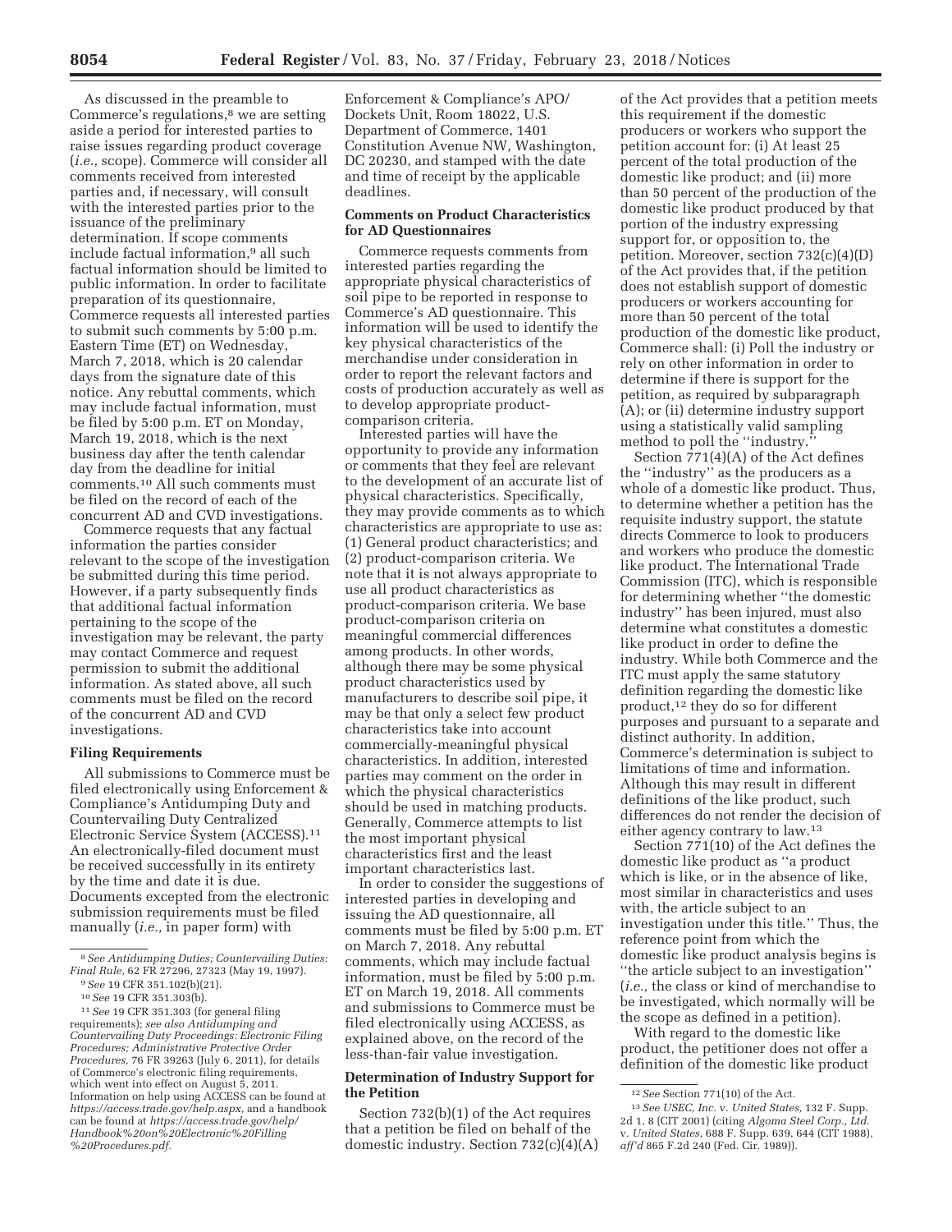As discussed in the preamble to Commerce's regulations,[8] we are setting aside a period for interested parties to raise issues regarding product coverage (*i.e.,* scope). Commerce will consider all comments received from interested parties and, if necessary, will consult with the interested parties prior to the issuance of the preliminary determination. If scope comments include factual information,[9] all such factual information should be limited to public information. In order to facilitate preparation of its questionnaire, Commerce requests all interested parties to submit such comments by 5:00 p.m. Eastern Time (ET) on Wednesday, March 7, 2018, which is 20 calendar days from the signature date of this notice. Any rebuttal comments, which may include factual information, must be filed by 5:00 p.m. ET on Monday, March 19, 2018, which is the next business day after the tenth calendar day from the deadline for initial comments.[10] All such comments must be filed on the record of each of the concurrent AD and CVD investigations.

Commerce requests that any factual information the parties consider relevant to the scope of the investigation be submitted during this time period. However, if a party subsequently finds that additional factual information pertaining to the scope of the investigation may be relevant, the party may contact Commerce and request permission to submit the additional information. As stated above, all such comments must be filed on the record of the concurrent AD and CVD investigations.

## Filing Requirements

All submissions to Commerce must be filed electronically using Enforcement & Compliance's Antidumping Duty and Countervailing Duty Centralized Electronic Service System (ACCESS).[11] An electronically-filed document must be received successfully in its entirety by the time and date it is due. Documents excepted from the electronic submission requirements must be filed manually (*i.e.,* in paper form) with Enforcement & Compliance's APO/Dockets Unit, Room 18022, U.S. Department of Commerce, 1401 Constitution Avenue NW, Washington, DC 20230, and stamped with the date and time of receipt by the applicable deadlines.

## Comments on Product Characteristics for AD Questionnaires

Commerce requests comments from interested parties regarding the appropriate physical characteristics of soil pipe to be reported in response to Commerce's AD questionnaire. This information will be used to identify the key physical characteristics of the merchandise under consideration in order to report the relevant factors and costs of production accurately as well as to develop appropriate product-comparison criteria.

Interested parties will have the opportunity to provide any information or comments that they feel are relevant to the development of an accurate list of physical characteristics. Specifically, they may provide comments as to which characteristics are appropriate to use as: (1) General product characteristics; and (2) product-comparison criteria. We note that it is not always appropriate to use all product characteristics as product-comparison criteria. We base product-comparison criteria on meaningful commercial differences among products. In other words, although there may be some physical product characteristics used by manufacturers to describe soil pipe, it may be that only a select few product characteristics take into account commercially-meaningful physical characteristics. In addition, interested parties may comment on the order in which the physical characteristics should be used in matching products. Generally, Commerce attempts to list the most important physical characteristics first and the least important characteristics last.

In order to consider the suggestions of interested parties in developing and issuing the AD questionnaire, all comments must be filed by 5:00 p.m. ET on March 7, 2018. Any rebuttal comments, which may include factual information, must be filed by 5:00 p.m. ET on March 19, 2018. All comments and submissions to Commerce must be filed electronically using ACCESS, as explained above, on the record of the less-than-fair value investigation.

## Determination of Industry Support for the Petition

Section 732(b)(1) of the Act requires that a petition be filed on behalf of the domestic industry. Section 732(c)(4)(A) of the Act provides that a petition meets this requirement if the domestic producers or workers who support the petition account for: (i) At least 25 percent of the total production of the domestic like product; and (ii) more than 50 percent of the production of the domestic like product produced by that portion of the industry expressing support for, or opposition to, the petition. Moreover, section 732(c)(4)(D) of the Act provides that, if the petition does not establish support of domestic producers or workers accounting for more than 50 percent of the total production of the domestic like product, Commerce shall: (i) Poll the industry or rely on other information in order to determine if there is support for the petition, as required by subparagraph (A); or (ii) determine industry support using a statistically valid sampling method to poll the "industry."

Section 771(4)(A) of the Act defines the "industry" as the producers as a whole of a domestic like product. Thus, to determine whether a petition has the requisite industry support, the statute directs Commerce to look to producers and workers who produce the domestic like product. The International Trade Commission (ITC), which is responsible for determining whether "the domestic industry" has been injured, must also determine what constitutes a domestic like product in order to define the industry. While both Commerce and the ITC must apply the same statutory definition regarding the domestic like product,[12] they do so for different purposes and pursuant to a separate and distinct authority. In addition, Commerce's determination is subject to limitations of time and information. Although this may result in different definitions of the like product, such differences do not render the decision of either agency contrary to law.[13]

Section 771(10) of the Act defines the domestic like product as "a product which is like, or in the absence of like, most similar in characteristics and uses with, the article subject to an investigation under this title." Thus, the reference point from which the domestic like product analysis begins is "the article subject to an investigation" (*i.e.,* the class or kind of merchandise to be investigated, which normally will be the scope as defined in a petition).

With regard to the domestic like product, the petitioner does not offer a definition of the domestic like product

---

[8] *See Antidumping Duties; Countervailing Duties: Final Rule,* 62 FR 27296, 27323 (May 19, 1997).

[9] *See* 19 CFR 351.102(b)(21).

[10] *See* 19 CFR 351.303(b).

[11] *See* 19 CFR 351.303 (for general filing requirements); *see also Antidumping and Countervailing Duty Proceedings: Electronic Filing Procedures; Administrative Protective Order Procedures,* 76 FR 39263 (July 6, 2011), for details of Commerce's electronic filing requirements, which went into effect on August 5, 2011. Information on help using ACCESS can be found at *https://access.trade.gov/help.aspx,* and a handbook can be found at *https://access.trade.gov/help/Handbook%20on%20Electronic%20Filling%20Procedures.pdf.*

[12] *See* Section 771(10) of the Act.

[13] *See USEC, Inc.* v. *United States,* 132 F. Supp. 2d 1, 8 (CIT 2001) (citing *Algoma Steel Corp., Ltd.* v. *United States,* 688 F. Supp. 639, 644 (CIT 1988), *aff'd* 865 F.2d 240 (Fed. Cir. 1989)).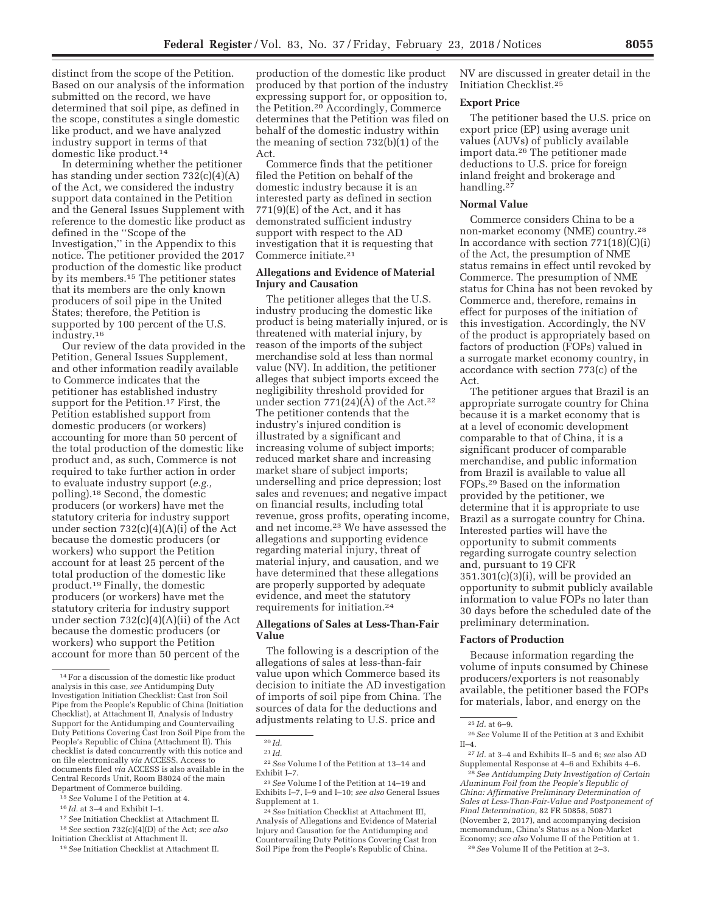distinct from the scope of the Petition. Based on our analysis of the information submitted on the record, we have determined that soil pipe, as defined in the scope, constitutes a single domestic like product, and we have analyzed industry support in terms of that domestic like product.[14]

In determining whether the petitioner has standing under section 732(c)(4)(A) of the Act, we considered the industry support data contained in the Petition and the General Issues Supplement with reference to the domestic like product as defined in the ''Scope of the Investigation,'' in the Appendix to this notice. The petitioner provided the 2017 production of the domestic like product by its members.[15] The petitioner states that its members are the only known producers of soil pipe in the United States; therefore, the Petition is supported by 100 percent of the U.S. industry.[16]

Our review of the data provided in the Petition, General Issues Supplement, and other information readily available to Commerce indicates that the petitioner has established industry support for the Petition.[17] First, the Petition established support from domestic producers (or workers) accounting for more than 50 percent of the total production of the domestic like product and, as such, Commerce is not required to take further action in order to evaluate industry support (*e.g.,* polling).[18] Second, the domestic producers (or workers) have met the statutory criteria for industry support under section 732(c)(4)(A)(i) of the Act because the domestic producers (or workers) who support the Petition account for at least 25 percent of the total production of the domestic like product.[19] Finally, the domestic producers (or workers) have met the statutory criteria for industry support under section 732(c)(4)(A)(ii) of the Act because the domestic producers (or workers) who support the Petition account for more than 50 percent of the production of the domestic like product produced by that portion of the industry expressing support for, or opposition to, the Petition.[20] Accordingly, Commerce determines that the Petition was filed on behalf of the domestic industry within the meaning of section 732(b)(1) of the Act.

Commerce finds that the petitioner filed the Petition on behalf of the domestic industry because it is an interested party as defined in section 771(9)(E) of the Act, and it has demonstrated sufficient industry support with respect to the AD investigation that it is requesting that Commerce initiate.[21]

## Allegations and Evidence of Material Injury and Causation

The petitioner alleges that the U.S. industry producing the domestic like product is being materially injured, or is threatened with material injury, by reason of the imports of the subject merchandise sold at less than normal value (NV). In addition, the petitioner alleges that subject imports exceed the negligibility threshold provided for under section 771(24)(A) of the Act.[22] The petitioner contends that the industry's injured condition is illustrated by a significant and increasing volume of subject imports; reduced market share and increasing market share of subject imports; underselling and price depression; lost sales and revenues; and negative impact on financial results, including total revenue, gross profits, operating income, and net income.[23] We have assessed the allegations and supporting evidence regarding material injury, threat of material injury, and causation, and we have determined that these allegations are properly supported by adequate evidence, and meet the statutory requirements for initiation.[24]

## Allegations of Sales at Less-Than-Fair Value

The following is a description of the allegations of sales at less-than-fair value upon which Commerce based its decision to initiate the AD investigation of imports of soil pipe from China. The sources of data for the deductions and adjustments relating to U.S. price and NV are discussed in greater detail in the Initiation Checklist.[25]

## Export Price

The petitioner based the U.S. price on export price (EP) using average unit values (AUVs) of publicly available import data.[26] The petitioner made deductions to U.S. price for foreign inland freight and brokerage and handling.[27]

## Normal Value

Commerce considers China to be a non-market economy (NME) country.[28] In accordance with section 771(18)(C)(i) of the Act, the presumption of NME status remains in effect until revoked by Commerce. The presumption of NME status for China has not been revoked by Commerce and, therefore, remains in effect for purposes of the initiation of this investigation. Accordingly, the NV of the product is appropriately based on factors of production (FOPs) valued in a surrogate market economy country, in accordance with section 773(c) of the Act.

The petitioner argues that Brazil is an appropriate surrogate country for China because it is a market economy that is at a level of economic development comparable to that of China, it is a significant producer of comparable merchandise, and public information from Brazil is available to value all FOPs.[29] Based on the information provided by the petitioner, we determine that it is appropriate to use Brazil as a surrogate country for China. Interested parties will have the opportunity to submit comments regarding surrogate country selection and, pursuant to 19 CFR 351.301(c)(3)(i), will be provided an opportunity to submit publicly available information to value FOPs no later than 30 days before the scheduled date of the preliminary determination.

## Factors of Production

Because information regarding the volume of inputs consumed by Chinese producers/exporters is not reasonably available, the petitioner based the FOPs for materials, labor, and energy on the

---

[14] For a discussion of the domestic like product analysis in this case, *see* Antidumping Duty Investigation Initiation Checklist: Cast Iron Soil Pipe from the People's Republic of China (Initiation Checklist), at Attachment II, Analysis of Industry Support for the Antidumping and Countervailing Duty Petitions Covering Cast Iron Soil Pipe from the People's Republic of China (Attachment II). This checklist is dated concurrently with this notice and on file electronically *via* ACCESS. Access to documents filed *via* ACCESS is also available in the Central Records Unit, Room B8024 of the main Department of Commerce building.

[15] *See* Volume I of the Petition at 4.

[16] *Id.* at 3–4 and Exhibit I–1.

[17] *See* Initiation Checklist at Attachment II.

[18] *See* section 732(c)(4)(D) of the Act; *see also* Initiation Checklist at Attachment II.

[19] *See* Initiation Checklist at Attachment II.

[20] *Id.*

[21] *Id.*

[22] *See* Volume I of the Petition at 13–14 and Exhibit I–7.

[23] *See* Volume I of the Petition at 14–19 and Exhibits I–7, I–9 and I–10; *see also* General Issues Supplement at 1.

[24] *See* Initiation Checklist at Attachment III, Analysis of Allegations and Evidence of Material Injury and Causation for the Antidumping and Countervailing Duty Petitions Covering Cast Iron Soil Pipe from the People's Republic of China.

[25] *Id.* at 6–9.

[26] *See* Volume II of the Petition at 3 and Exhibit II–4.

[27] *Id.* at 3–4 and Exhibits II–5 and 6; *see* also AD Supplemental Response at 4–6 and Exhibits 4–6.

[28] *See Antidumping Duty Investigation of Certain Aluminum Foil from the People's Republic of China: Affirmative Preliminary Determination of Sales at Less-Than-Fair-Value and Postponement of Final Determination,* 82 FR 50858, 50871 (November 2, 2017), and accompanying decision memorandum, China's Status as a Non-Market Economy; *see also* Volume II of the Petition at 1.

[29] *See* Volume II of the Petition at 2–3.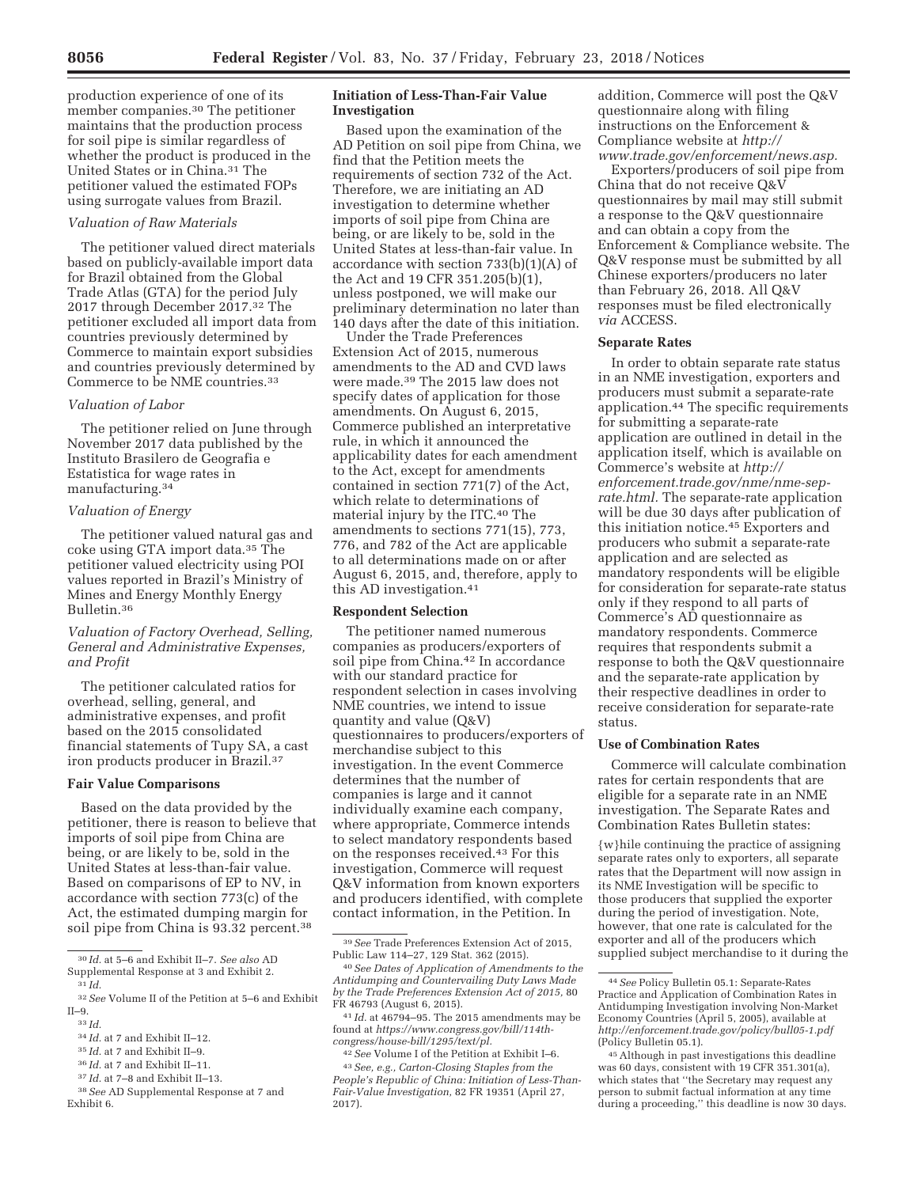production experience of one of its member companies.[30] The petitioner maintains that the production process for soil pipe is similar regardless of whether the product is produced in the United States or in China.[31] The petitioner valued the estimated FOPs using surrogate values from Brazil.

*Valuation of Raw Materials*

The petitioner valued direct materials based on publicly-available import data for Brazil obtained from the Global Trade Atlas (GTA) for the period July 2017 through December 2017.[32] The petitioner excluded all import data from countries previously determined by Commerce to maintain export subsidies and countries previously determined by Commerce to be NME countries.[33]

*Valuation of Labor*

The petitioner relied on June through November 2017 data published by the Instituto Brasilero de Geografia e Estatistica for wage rates in manufacturing.[34]

*Valuation of Energy*

The petitioner valued natural gas and coke using GTA import data.[35] The petitioner valued electricity using POI values reported in Brazil's Ministry of Mines and Energy Monthly Energy Bulletin.[36]

*Valuation of Factory Overhead, Selling, General and Administrative Expenses, and Profit*

The petitioner calculated ratios for overhead, selling, general, and administrative expenses, and profit based on the 2015 consolidated financial statements of Tupy SA, a cast iron products producer in Brazil.[37]

**Fair Value Comparisons**

Based on the data provided by the petitioner, there is reason to believe that imports of soil pipe from China are being, or are likely to be, sold in the United States at less-than-fair value. Based on comparisons of EP to NV, in accordance with section 773(c) of the Act, the estimated dumping margin for soil pipe from China is 93.32 percent.[38]

**Initiation of Less-Than-Fair Value Investigation**

Based upon the examination of the AD Petition on soil pipe from China, we find that the Petition meets the requirements of section 732 of the Act. Therefore, we are initiating an AD investigation to determine whether imports of soil pipe from China are being, or are likely to be, sold in the United States at less-than-fair value. In accordance with section 733(b)(1)(A) of the Act and 19 CFR 351.205(b)(1), unless postponed, we will make our preliminary determination no later than 140 days after the date of this initiation.

Under the Trade Preferences Extension Act of 2015, numerous amendments to the AD and CVD laws were made.[39] The 2015 law does not specify dates of application for those amendments. On August 6, 2015, Commerce published an interpretative rule, in which it announced the applicability dates for each amendment to the Act, except for amendments contained in section 771(7) of the Act, which relate to determinations of material injury by the ITC.[40] The amendments to sections 771(15), 773, 776, and 782 of the Act are applicable to all determinations made on or after August 6, 2015, and, therefore, apply to this AD investigation.[41]

**Respondent Selection**

The petitioner named numerous companies as producers/exporters of soil pipe from China.[42] In accordance with our standard practice for respondent selection in cases involving NME countries, we intend to issue quantity and value (Q&V) questionnaires to producers/exporters of merchandise subject to this investigation. In the event Commerce determines that the number of companies is large and it cannot individually examine each company, where appropriate, Commerce intends to select mandatory respondents based on the responses received.[43] For this investigation, Commerce will request Q&V information from known exporters and producers identified, with complete contact information, in the Petition. In addition, Commerce will post the Q&V questionnaire along with filing instructions on the Enforcement & Compliance website at *http://www.trade.gov/enforcement/news.asp.*

Exporters/producers of soil pipe from China that do not receive Q&V questionnaires by mail may still submit a response to the Q&V questionnaire and can obtain a copy from the Enforcement & Compliance website. The Q&V response must be submitted by all Chinese exporters/producers no later than February 26, 2018. All Q&V responses must be filed electronically *via* ACCESS.

**Separate Rates**

In order to obtain separate rate status in an NME investigation, exporters and producers must submit a separate-rate application.[44] The specific requirements for submitting a separate-rate application are outlined in detail in the application itself, which is available on Commerce's website at *http://enforcement.trade.gov/nme/nme-sep-rate.html.* The separate-rate application will be due 30 days after publication of this initiation notice.[45] Exporters and producers who submit a separate-rate application and are selected as mandatory respondents will be eligible for consideration for separate-rate status only if they respond to all parts of Commerce's AD questionnaire as mandatory respondents. Commerce requires that respondents submit a response to both the Q&V questionnaire and the separate-rate application by their respective deadlines in order to receive consideration for separate-rate status.

**Use of Combination Rates**

Commerce will calculate combination rates for certain respondents that are eligible for a separate rate in an NME investigation. The Separate Rates and Combination Rates Bulletin states:

> {w}hile continuing the practice of assigning separate rates only to exporters, all separate rates that the Department will now assign in its NME Investigation will be specific to those producers that supplied the exporter during the period of investigation. Note, however, that one rate is calculated for the exporter and all of the producers which supplied subject merchandise to it during the

---

[30] *Id.* at 5–6 and Exhibit II–7. *See also* AD Supplemental Response at 3 and Exhibit 2.

[31] *Id.*

[32] *See* Volume II of the Petition at 5–6 and Exhibit II–9.

[33] *Id.*

[34] *Id.* at 7 and Exhibit II–12.

[35] *Id.* at 7 and Exhibit II–9.

[36] *Id.* at 7 and Exhibit II–11.

[37] *Id.* at 7–8 and Exhibit II–13.

[38] *See* AD Supplemental Response at 7 and Exhibit 6.

[39] *See* Trade Preferences Extension Act of 2015, Public Law 114–27, 129 Stat. 362 (2015).

[40] *See Dates of Application of Amendments to the Antidumping and Countervailing Duty Laws Made by the Trade Preferences Extension Act of 2015,* 80 FR 46793 (August 6, 2015).

[41] *Id.* at 46794–95. The 2015 amendments may be found at *https://www.congress.gov/bill/114th-congress/house-bill/1295/text/pl.*

[42] *See* Volume I of the Petition at Exhibit I–6.

[43] *See, e.g., Carton-Closing Staples from the People's Republic of China: Initiation of Less-Than-Fair-Value Investigation,* 82 FR 19351 (April 27, 2017).

[44] *See* Policy Bulletin 05.1: Separate-Rates Practice and Application of Combination Rates in Antidumping Investigation involving Non-Market Economy Countries (April 5, 2005), available at *http://enforcement.trade.gov/policy/bull05-1.pdf* (Policy Bulletin 05.1).

[45] Although in past investigations this deadline was 60 days, consistent with 19 CFR 351.301(a), which states that "the Secretary may request any person to submit factual information at any time during a proceeding," this deadline is now 30 days.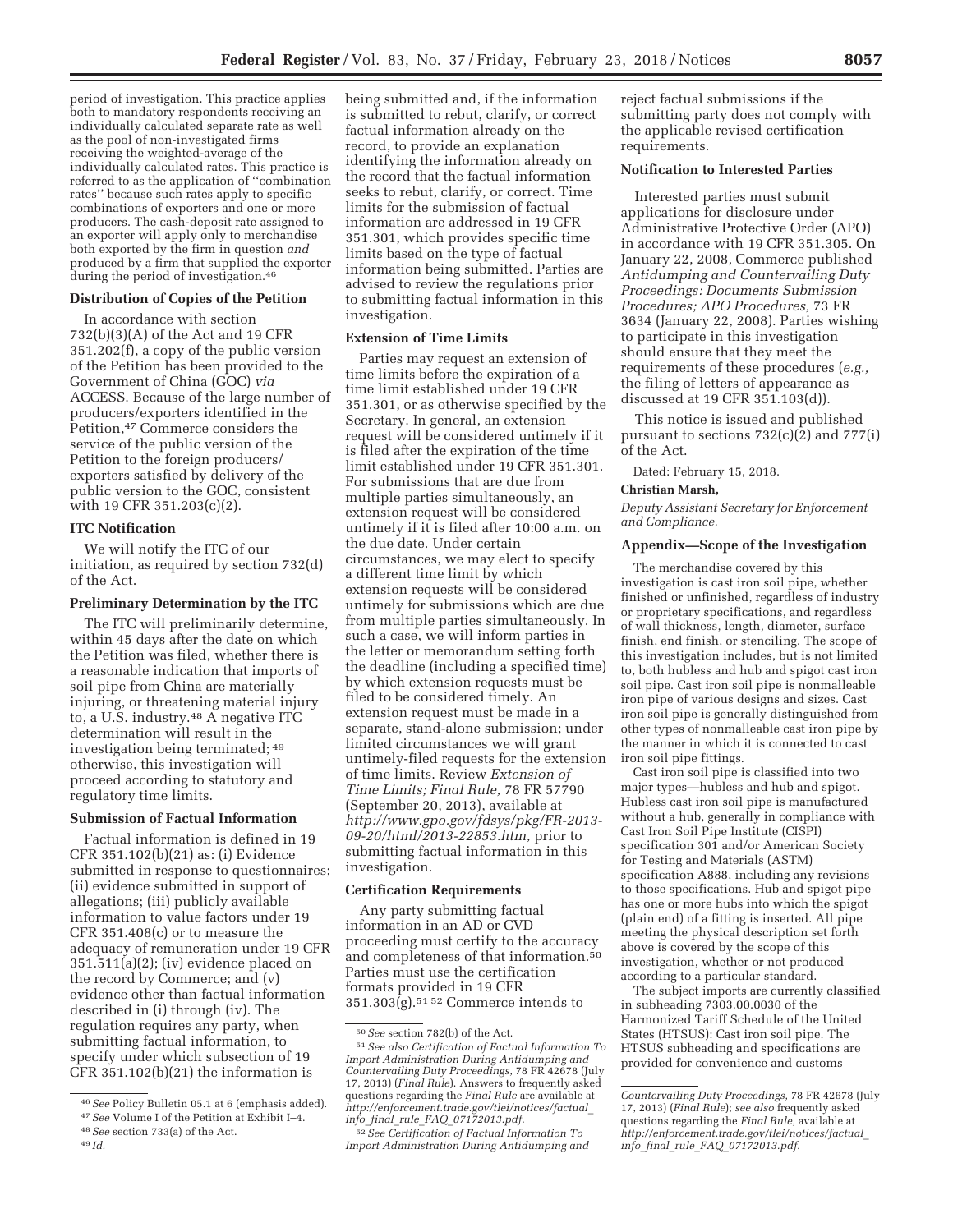period of investigation. This practice applies both to mandatory respondents receiving an individually calculated separate rate as well as the pool of non-investigated firms receiving the weighted-average of the individually calculated rates. This practice is referred to as the application of ''combination rates'' because such rates apply to specific combinations of exporters and one or more producers. The cash-deposit rate assigned to an exporter will apply only to merchandise both exported by the firm in question *and* produced by a firm that supplied the exporter during the period of investigation.[46]

### Distribution of Copies of the Petition

In accordance with section 732(b)(3)(A) of the Act and 19 CFR 351.202(f), a copy of the public version of the Petition has been provided to the Government of China (GOC) *via* ACCESS. Because of the large number of producers/exporters identified in the Petition,[47] Commerce considers the service of the public version of the Petition to the foreign producers/exporters satisfied by delivery of the public version to the GOC, consistent with 19 CFR 351.203(c)(2).

### ITC Notification

We will notify the ITC of our initiation, as required by section 732(d) of the Act.

### Preliminary Determination by the ITC

The ITC will preliminarily determine, within 45 days after the date on which the Petition was filed, whether there is a reasonable indication that imports of soil pipe from China are materially injuring, or threatening material injury to, a U.S. industry.[48] A negative ITC determination will result in the investigation being terminated;[49] otherwise, this investigation will proceed according to statutory and regulatory time limits.

### Submission of Factual Information

Factual information is defined in 19 CFR 351.102(b)(21) as: (i) Evidence submitted in response to questionnaires; (ii) evidence submitted in support of allegations; (iii) publicly available information to value factors under 19 CFR 351.408(c) or to measure the adequacy of remuneration under 19 CFR 351.511(a)(2); (iv) evidence placed on the record by Commerce; and (v) evidence other than factual information described in (i) through (iv). The regulation requires any party, when submitting factual information, to specify under which subsection of 19 CFR 351.102(b)(21) the information is being submitted and, if the information is submitted to rebut, clarify, or correct factual information already on the record, to provide an explanation identifying the information already on the record that the factual information seeks to rebut, clarify, or correct. Time limits for the submission of factual information are addressed in 19 CFR 351.301, which provides specific time limits based on the type of factual information being submitted. Parties are advised to review the regulations prior to submitting factual information in this investigation.

### Extension of Time Limits

Parties may request an extension of time limits before the expiration of a time limit established under 19 CFR 351.301, or as otherwise specified by the Secretary. In general, an extension request will be considered untimely if it is filed after the expiration of the time limit established under 19 CFR 351.301. For submissions that are due from multiple parties simultaneously, an extension request will be considered untimely if it is filed after 10:00 a.m. on the due date. Under certain circumstances, we may elect to specify a different time limit by which extension requests will be considered untimely for submissions which are due from multiple parties simultaneously. In such a case, we will inform parties in the letter or memorandum setting forth the deadline (including a specified time) by which extension requests must be filed to be considered timely. An extension request must be made in a separate, stand-alone submission; under limited circumstances we will grant untimely-filed requests for the extension of time limits. Review *Extension of Time Limits; Final Rule,* 78 FR 57790 (September 20, 2013), available at *http://www.gpo.gov/fdsys/pkg/FR-2013-09-20/html/2013-22853.htm,* prior to submitting factual information in this investigation.

### Certification Requirements

Any party submitting factual information in an AD or CVD proceeding must certify to the accuracy and completeness of that information.[50] Parties must use the certification formats provided in 19 CFR 351.303(g).[51] [52] Commerce intends to reject factual submissions if the submitting party does not comply with the applicable revised certification requirements.

### Notification to Interested Parties

Interested parties must submit applications for disclosure under Administrative Protective Order (APO) in accordance with 19 CFR 351.305. On January 22, 2008, Commerce published *Antidumping and Countervailing Duty Proceedings: Documents Submission Procedures; APO Procedures,* 73 FR 3634 (January 22, 2008). Parties wishing to participate in this investigation should ensure that they meet the requirements of these procedures (*e.g.,* the filing of letters of appearance as discussed at 19 CFR 351.103(d)).

This notice is issued and published pursuant to sections 732(c)(2) and 777(i) of the Act.

Dated: February 15, 2018.

**Christian Marsh,**

*Deputy Assistant Secretary for Enforcement and Compliance.*

### Appendix—Scope of the Investigation

The merchandise covered by this investigation is cast iron soil pipe, whether finished or unfinished, regardless of industry or proprietary specifications, and regardless of wall thickness, length, diameter, surface finish, end finish, or stenciling. The scope of this investigation includes, but is not limited to, both hubless and hub and spigot cast iron soil pipe. Cast iron soil pipe is nonmalleable iron pipe of various designs and sizes. Cast iron soil pipe is generally distinguished from other types of nonmalleable cast iron pipe by the manner in which it is connected to cast iron soil pipe fittings.

Cast iron soil pipe is classified into two major types—hubless and hub and spigot. Hubless cast iron soil pipe is manufactured without a hub, generally in compliance with Cast Iron Soil Pipe Institute (CISPI) specification 301 and/or American Society for Testing and Materials (ASTM) specification A888, including any revisions to those specifications. Hub and spigot pipe has one or more hubs into which the spigot (plain end) of a fitting is inserted. All pipe meeting the physical description set forth above is covered by the scope of this investigation, whether or not produced according to a particular standard.

The subject imports are currently classified in subheading 7303.00.0030 of the Harmonized Tariff Schedule of the United States (HTSUS): Cast iron soil pipe. The HTSUS subheading and specifications are provided for convenience and customs

---

[46] *See* Policy Bulletin 05.1 at 6 (emphasis added).

[47] *See* Volume I of the Petition at Exhibit I–4.

[48] *See* section 733(a) of the Act.

[49] *Id.*

[50] *See* section 782(b) of the Act.

[51] *See also Certification of Factual Information To Import Administration During Antidumping and Countervailing Duty Proceedings,* 78 FR 42678 (July 17, 2013) (*Final Rule*). Answers to frequently asked questions regarding the *Final Rule* are available at *http://enforcement.trade.gov/tlei/notices/factual_info_final_rule_FAQ_07172013.pdf.*

[52] *See Certification of Factual Information To Import Administration During Antidumping and Countervailing Duty Proceedings,* 78 FR 42678 (July 17, 2013) (*Final Rule*); *see also* frequently asked questions regarding the *Final Rule,* available at *http://enforcement.trade.gov/tlei/notices/factual_info_final_rule_FAQ_07172013.pdf.*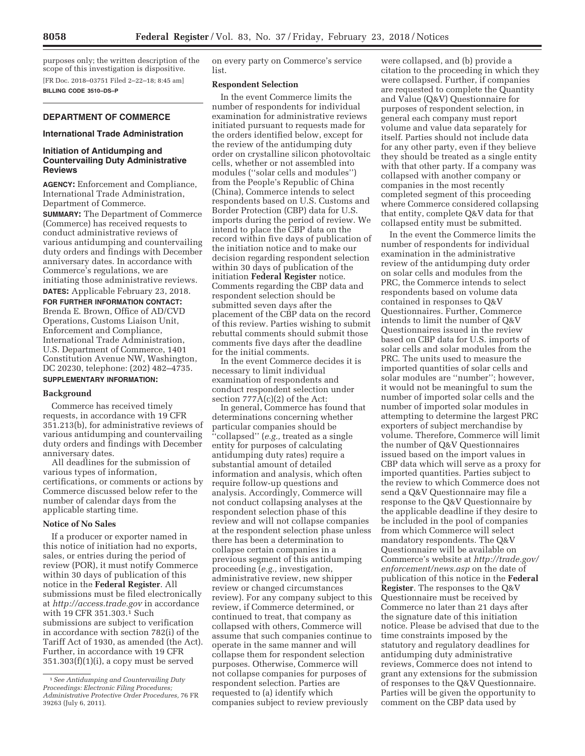purposes only; the written description of the scope of this investigation is dispositive.

[FR Doc. 2018–03751 Filed 2–22–18; 8:45 am]

**BILLING CODE 3510–DS–P**

## DEPARTMENT OF COMMERCE

### International Trade Administration

### Initiation of Antidumping and Countervailing Duty Administrative Reviews

**AGENCY:** Enforcement and Compliance, International Trade Administration, Department of Commerce.

**SUMMARY:** The Department of Commerce (Commerce) has received requests to conduct administrative reviews of various antidumping and countervailing duty orders and findings with December anniversary dates. In accordance with Commerce's regulations, we are initiating those administrative reviews.

**DATES:** Applicable February 23, 2018.

**FOR FURTHER INFORMATION CONTACT:** Brenda E. Brown, Office of AD/CVD Operations, Customs Liaison Unit, Enforcement and Compliance, International Trade Administration, U.S. Department of Commerce, 1401 Constitution Avenue NW, Washington, DC 20230, telephone: (202) 482–4735.

**SUPPLEMENTARY INFORMATION:**

**Background**

Commerce has received timely requests, in accordance with 19 CFR 351.213(b), for administrative reviews of various antidumping and countervailing duty orders and findings with December anniversary dates.

All deadlines for the submission of various types of information, certifications, or comments or actions by Commerce discussed below refer to the number of calendar days from the applicable starting time.

**Notice of No Sales**

If a producer or exporter named in this notice of initiation had no exports, sales, or entries during the period of review (POR), it must notify Commerce within 30 days of publication of this notice in the **Federal Register**. All submissions must be filed electronically at *http://access.trade.gov* in accordance with 19 CFR 351.303.[1] Such submissions are subject to verification in accordance with section 782(i) of the Tariff Act of 1930, as amended (the Act). Further, in accordance with 19 CFR 351.303(f)(1)(i), a copy must be served on every party on Commerce's service list.

**Respondent Selection**

In the event Commerce limits the number of respondents for individual examination for administrative reviews initiated pursuant to requests made for the orders identified below, except for the review of the antidumping duty order on crystalline silicon photovoltaic cells, whether or not assembled into modules (''solar cells and modules'') from the People's Republic of China (China), Commerce intends to select respondents based on U.S. Customs and Border Protection (CBP) data for U.S. imports during the period of review. We intend to place the CBP data on the record within five days of publication of the initiation notice and to make our decision regarding respondent selection within 30 days of publication of the initiation **Federal Register** notice. Comments regarding the CBP data and respondent selection should be submitted seven days after the placement of the CBP data on the record of this review. Parties wishing to submit rebuttal comments should submit those comments five days after the deadline for the initial comments.

In the event Commerce decides it is necessary to limit individual examination of respondents and conduct respondent selection under section 777A(c)(2) of the Act:

In general, Commerce has found that determinations concerning whether particular companies should be ''collapsed'' (*e.g.,* treated as a single entity for purposes of calculating antidumping duty rates) require a substantial amount of detailed information and analysis, which often require follow-up questions and analysis. Accordingly, Commerce will not conduct collapsing analyses at the respondent selection phase of this review and will not collapse companies at the respondent selection phase unless there has been a determination to collapse certain companies in a previous segment of this antidumping proceeding (*e.g.,* investigation, administrative review, new shipper review or changed circumstances review). For any company subject to this review, if Commerce determined, or continued to treat, that company as collapsed with others, Commerce will assume that such companies continue to operate in the same manner and will collapse them for respondent selection purposes. Otherwise, Commerce will not collapse companies for purposes of respondent selection. Parties are requested to (a) identify which companies subject to review previously were collapsed, and (b) provide a citation to the proceeding in which they were collapsed. Further, if companies are requested to complete the Quantity and Value (Q&V) Questionnaire for purposes of respondent selection, in general each company must report volume and value data separately for itself. Parties should not include data for any other party, even if they believe they should be treated as a single entity with that other party. If a company was collapsed with another company or companies in the most recently completed segment of this proceeding where Commerce considered collapsing that entity, complete Q&V data for that collapsed entity must be submitted.

In the event the Commerce limits the number of respondents for individual examination in the administrative review of the antidumping duty order on solar cells and modules from the PRC, the Commerce intends to select respondents based on volume data contained in responses to Q&V Questionnaires. Further, Commerce intends to limit the number of Q&V Questionnaires issued in the review based on CBP data for U.S. imports of solar cells and solar modules from the PRC. The units used to measure the imported quantities of solar cells and solar modules are ''number''; however, it would not be meaningful to sum the number of imported solar cells and the number of imported solar modules in attempting to determine the largest PRC exporters of subject merchandise by volume. Therefore, Commerce will limit the number of Q&V Questionnaires issued based on the import values in CBP data which will serve as a proxy for imported quantities. Parties subject to the review to which Commerce does not send a Q&V Questionnaire may file a response to the Q&V Questionnaire by the applicable deadline if they desire to be included in the pool of companies from which Commerce will select mandatory respondents. The Q&V Questionnaire will be available on Commerce's website at *http://trade.gov/enforcement/news.asp* on the date of publication of this notice in the **Federal Register**. The responses to the Q&V Questionnaire must be received by Commerce no later than 21 days after the signature date of this initiation notice. Please be advised that due to the time constraints imposed by the statutory and regulatory deadlines for antidumping duty administrative reviews, Commerce does not intend to grant any extensions for the submission of responses to the Q&V Questionnaire. Parties will be given the opportunity to comment on the CBP data used by

[1] *See Antidumping and Countervailing Duty Proceedings: Electronic Filing Procedures; Administrative Protective Order Procedures,* 76 FR 39263 (July 6, 2011).